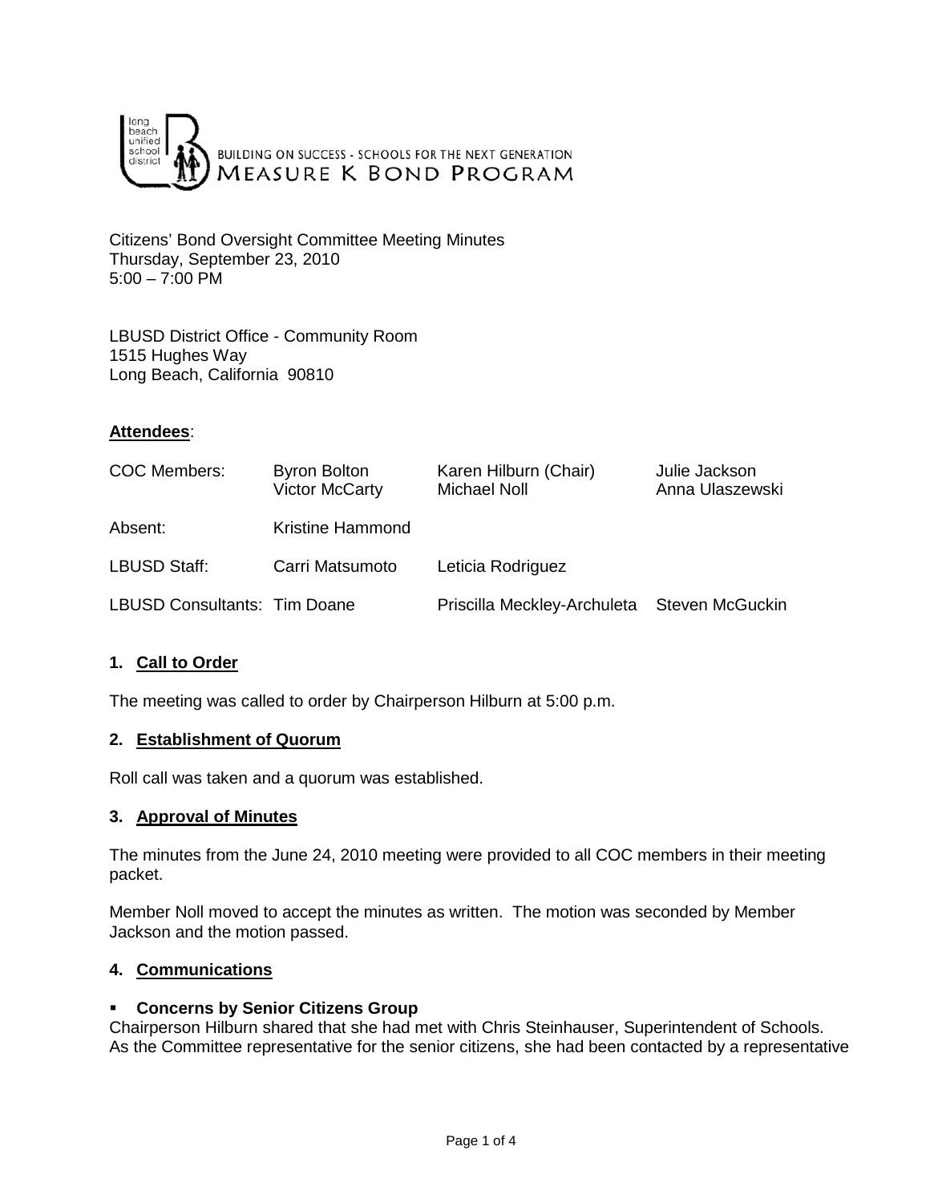long beach unified school district

BUILDING ON SUCCESS - SCHOOLS FOR THE NEXT GENERATION
MEASURE K BOND PROGRAM

Citizens' Bond Oversight Committee Meeting Minutes
Thursday, September 23, 2010
5:00 – 7:00 PM

LBUSD District Office - Community Room
1515 Hughes Way
Long Beach, California 90810

**Attendees**:

| | | | |
|---|---|---|---|
| COC Members: | Byron Bolton<br>Victor McCarty | Karen Hilburn (Chair)<br>Michael Noll | Julie Jackson<br>Anna Ulaszewski |
| Absent: | Kristine Hammond | | |
| LBUSD Staff: | Carri Matsumoto | Leticia Rodriguez | |
| LBUSD Consultants: | Tim Doane | Priscilla Meckley-Archuleta | Steven McGuckin |

## 1. Call to Order

The meeting was called to order by Chairperson Hilburn at 5:00 p.m.

## 2. Establishment of Quorum

Roll call was taken and a quorum was established.

## 3. Approval of Minutes

The minutes from the June 24, 2010 meeting were provided to all COC members in their meeting packet.

Member Noll moved to accept the minutes as written. The motion was seconded by Member Jackson and the motion passed.

## 4. Communications

- **Concerns by Senior Citizens Group**

Chairperson Hilburn shared that she had met with Chris Steinhauser, Superintendent of Schools. As the Committee representative for the senior citizens, she had been contacted by a representative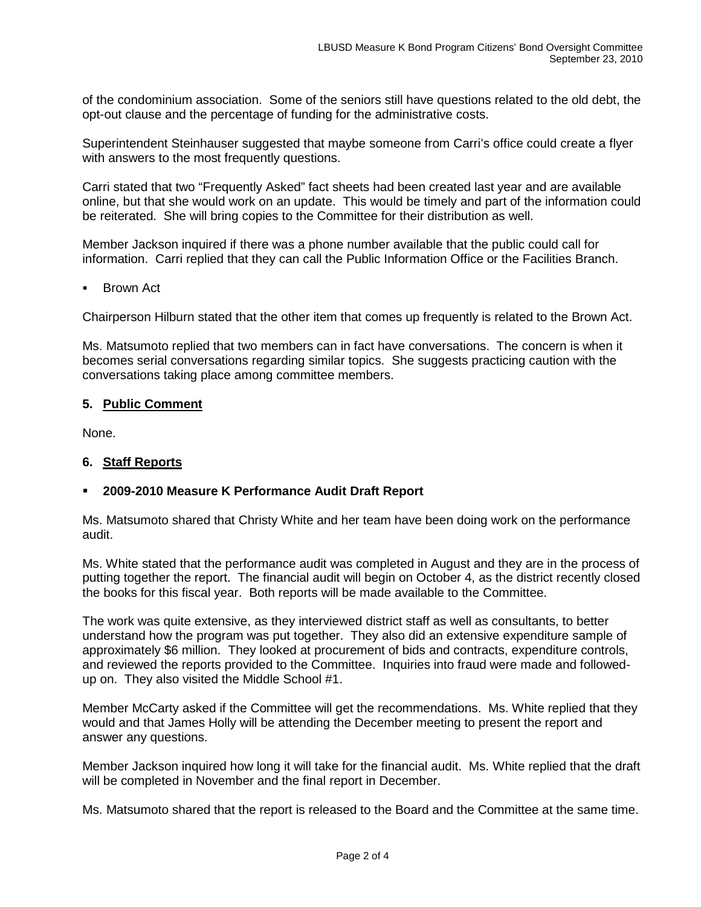of the condominium association. Some of the seniors still have questions related to the old debt, the opt-out clause and the percentage of funding for the administrative costs.

Superintendent Steinhauser suggested that maybe someone from Carri's office could create a flyer with answers to the most frequently questions.

Carri stated that two "Frequently Asked" fact sheets had been created last year and are available online, but that she would work on an update. This would be timely and part of the information could be reiterated. She will bring copies to the Committee for their distribution as well.

Member Jackson inquired if there was a phone number available that the public could call for information. Carri replied that they can call the Public Information Office or the Facilities Branch.

- Brown Act

Chairperson Hilburn stated that the other item that comes up frequently is related to the Brown Act.

Ms. Matsumoto replied that two members can in fact have conversations. The concern is when it becomes serial conversations regarding similar topics. She suggests practicing caution with the conversations taking place among committee members.

## 5. Public Comment

None.

## 6. Staff Reports

- **2009-2010 Measure K Performance Audit Draft Report**

Ms. Matsumoto shared that Christy White and her team have been doing work on the performance audit.

Ms. White stated that the performance audit was completed in August and they are in the process of putting together the report. The financial audit will begin on October 4, as the district recently closed the books for this fiscal year. Both reports will be made available to the Committee.

The work was quite extensive, as they interviewed district staff as well as consultants, to better understand how the program was put together. They also did an extensive expenditure sample of approximately $6 million. They looked at procurement of bids and contracts, expenditure controls, and reviewed the reports provided to the Committee. Inquiries into fraud were made and followed-up on. They also visited the Middle School #1.

Member McCarty asked if the Committee will get the recommendations. Ms. White replied that they would and that James Holly will be attending the December meeting to present the report and answer any questions.

Member Jackson inquired how long it will take for the financial audit. Ms. White replied that the draft will be completed in November and the final report in December.

Ms. Matsumoto shared that the report is released to the Board and the Committee at the same time.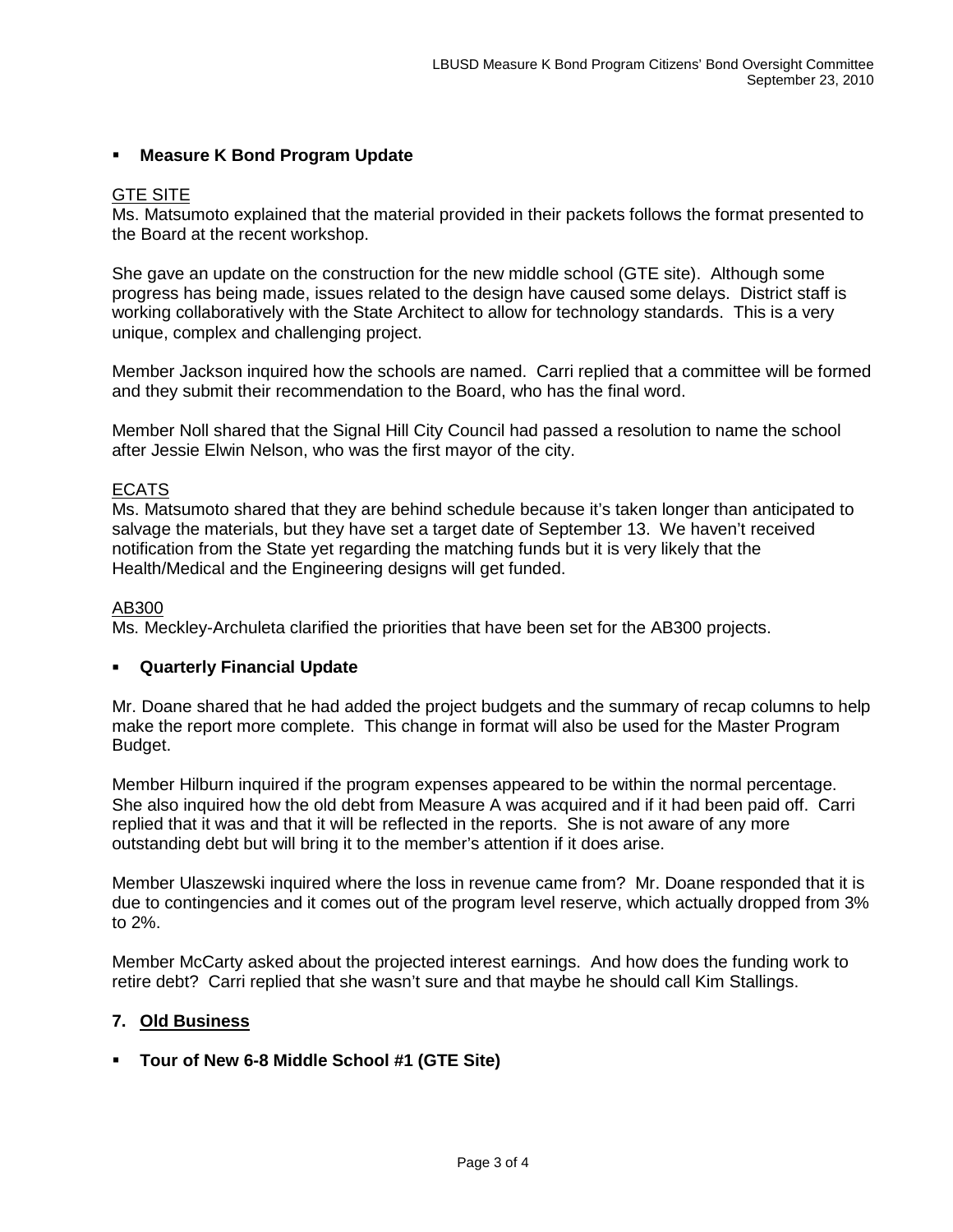- **Measure K Bond Program Update**

GTE SITE
Ms. Matsumoto explained that the material provided in their packets follows the format presented to the Board at the recent workshop.

She gave an update on the construction for the new middle school (GTE site). Although some progress has being made, issues related to the design have caused some delays. District staff is working collaboratively with the State Architect to allow for technology standards. This is a very unique, complex and challenging project.

Member Jackson inquired how the schools are named. Carri replied that a committee will be formed and they submit their recommendation to the Board, who has the final word.

Member Noll shared that the Signal Hill City Council had passed a resolution to name the school after Jessie Elwin Nelson, who was the first mayor of the city.

ECATS
Ms. Matsumoto shared that they are behind schedule because it's taken longer than anticipated to salvage the materials, but they have set a target date of September 13. We haven't received notification from the State yet regarding the matching funds but it is very likely that the Health/Medical and the Engineering designs will get funded.

AB300
Ms. Meckley-Archuleta clarified the priorities that have been set for the AB300 projects.

- **Quarterly Financial Update**

Mr. Doane shared that he had added the project budgets and the summary of recap columns to help make the report more complete. This change in format will also be used for the Master Program Budget.

Member Hilburn inquired if the program expenses appeared to be within the normal percentage. She also inquired how the old debt from Measure A was acquired and if it had been paid off. Carri replied that it was and that it will be reflected in the reports. She is not aware of any more outstanding debt but will bring it to the member's attention if it does arise.

Member Ulaszewski inquired where the loss in revenue came from? Mr. Doane responded that it is due to contingencies and it comes out of the program level reserve, which actually dropped from 3% to 2%.

Member McCarty asked about the projected interest earnings. And how does the funding work to retire debt? Carri replied that she wasn't sure and that maybe he should call Kim Stallings.

## 7. Old Business

- **Tour of New 6-8 Middle School #1 (GTE Site)**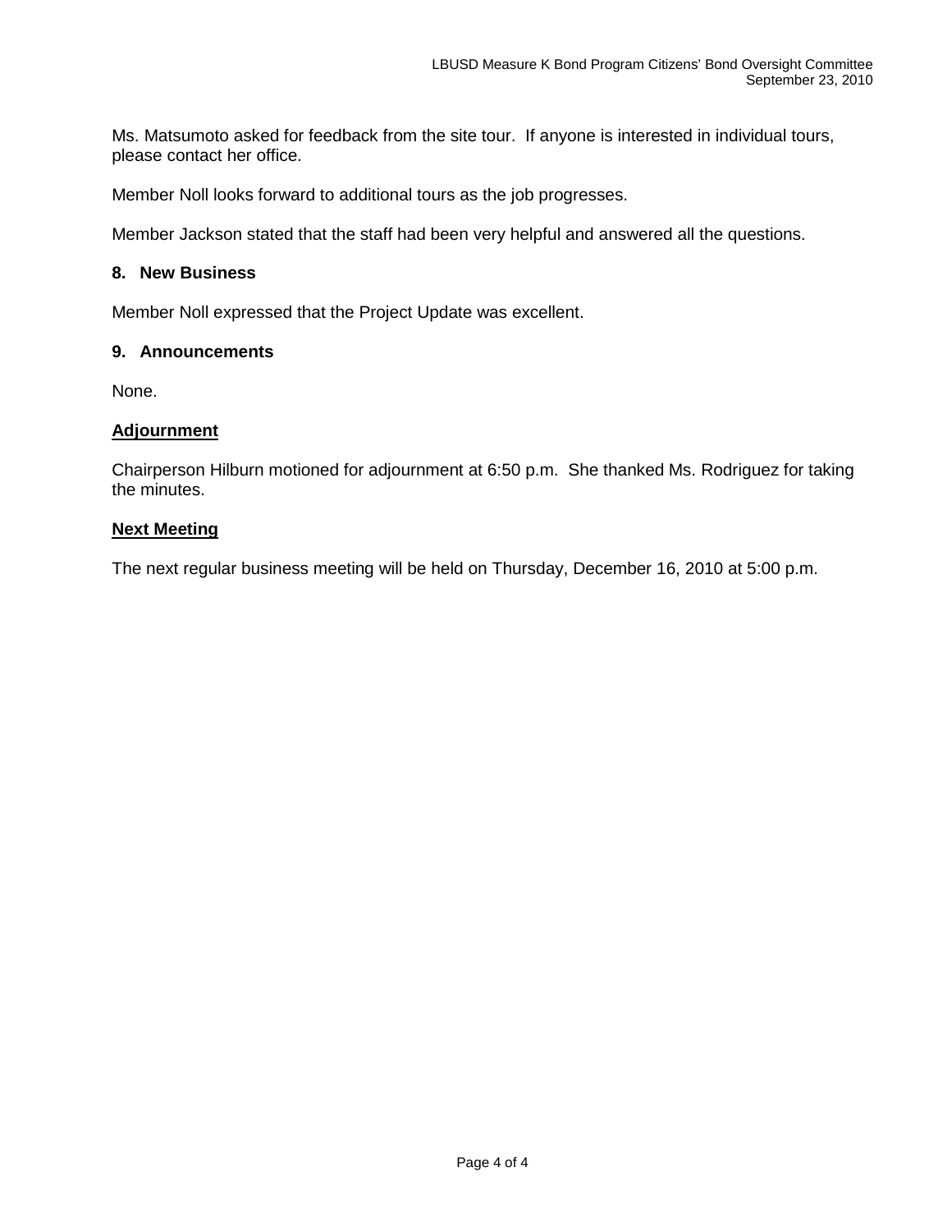Ms. Matsumoto asked for feedback from the site tour. If anyone is interested in individual tours, please contact her office.

Member Noll looks forward to additional tours as the job progresses.

Member Jackson stated that the staff had been very helpful and answered all the questions.

**8. New Business**

Member Noll expressed that the Project Update was excellent.

**9. Announcements**

None.

**<u>Adjournment</u>**

Chairperson Hilburn motioned for adjournment at 6:50 p.m. She thanked Ms. Rodriguez for taking the minutes.

**<u>Next Meeting</u>**

The next regular business meeting will be held on Thursday, December 16, 2010 at 5:00 p.m.